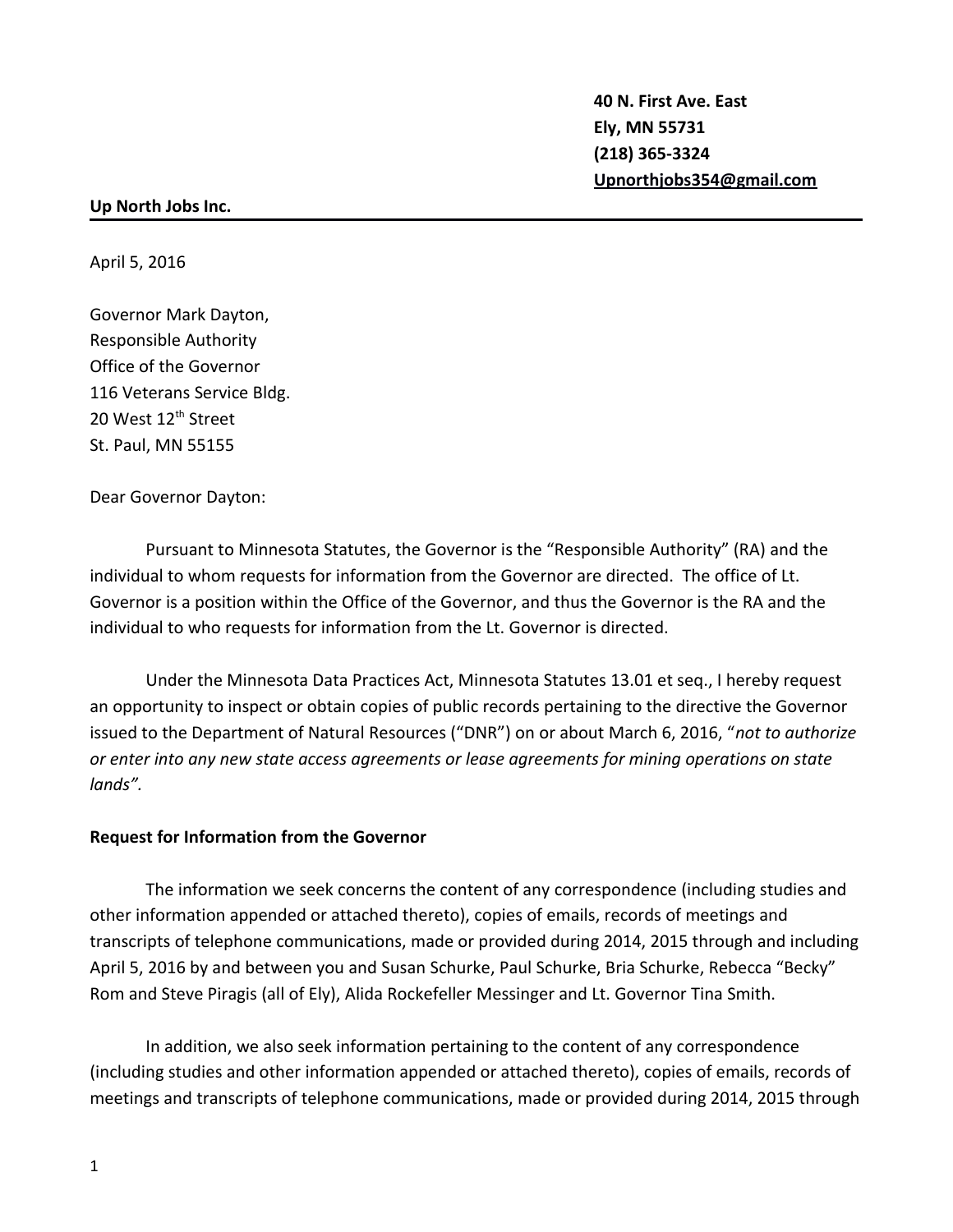**40 N. First Ave. East**
**Ely, MN 55731**
**(218) 365-3324**
**Upnorthjobs354@gmail.com**

**Up North Jobs Inc.**

---

April 5, 2016

Governor Mark Dayton,
Responsible Authority
Office of the Governor
116 Veterans Service Bldg.
20 West 12th Street
St. Paul, MN 55155

Dear Governor Dayton:

Pursuant to Minnesota Statutes, the Governor is the "Responsible Authority" (RA) and the individual to whom requests for information from the Governor are directed. The office of Lt. Governor is a position within the Office of the Governor, and thus the Governor is the RA and the individual to who requests for information from the Lt. Governor is directed.

Under the Minnesota Data Practices Act, Minnesota Statutes 13.01 et seq., I hereby request an opportunity to inspect or obtain copies of public records pertaining to the directive the Governor issued to the Department of Natural Resources ("DNR") on or about March 6, 2016, "*not to authorize or enter into any new state access agreements or lease agreements for mining operations on state lands".*

**Request for Information from the Governor**

The information we seek concerns the content of any correspondence (including studies and other information appended or attached thereto), copies of emails, records of meetings and transcripts of telephone communications, made or provided during 2014, 2015 through and including April 5, 2016 by and between you and Susan Schurke, Paul Schurke, Bria Schurke, Rebecca "Becky" Rom and Steve Piragis (all of Ely), Alida Rockefeller Messinger and Lt. Governor Tina Smith.

In addition, we also seek information pertaining to the content of any correspondence (including studies and other information appended or attached thereto), copies of emails, records of meetings and transcripts of telephone communications, made or provided during 2014, 2015 through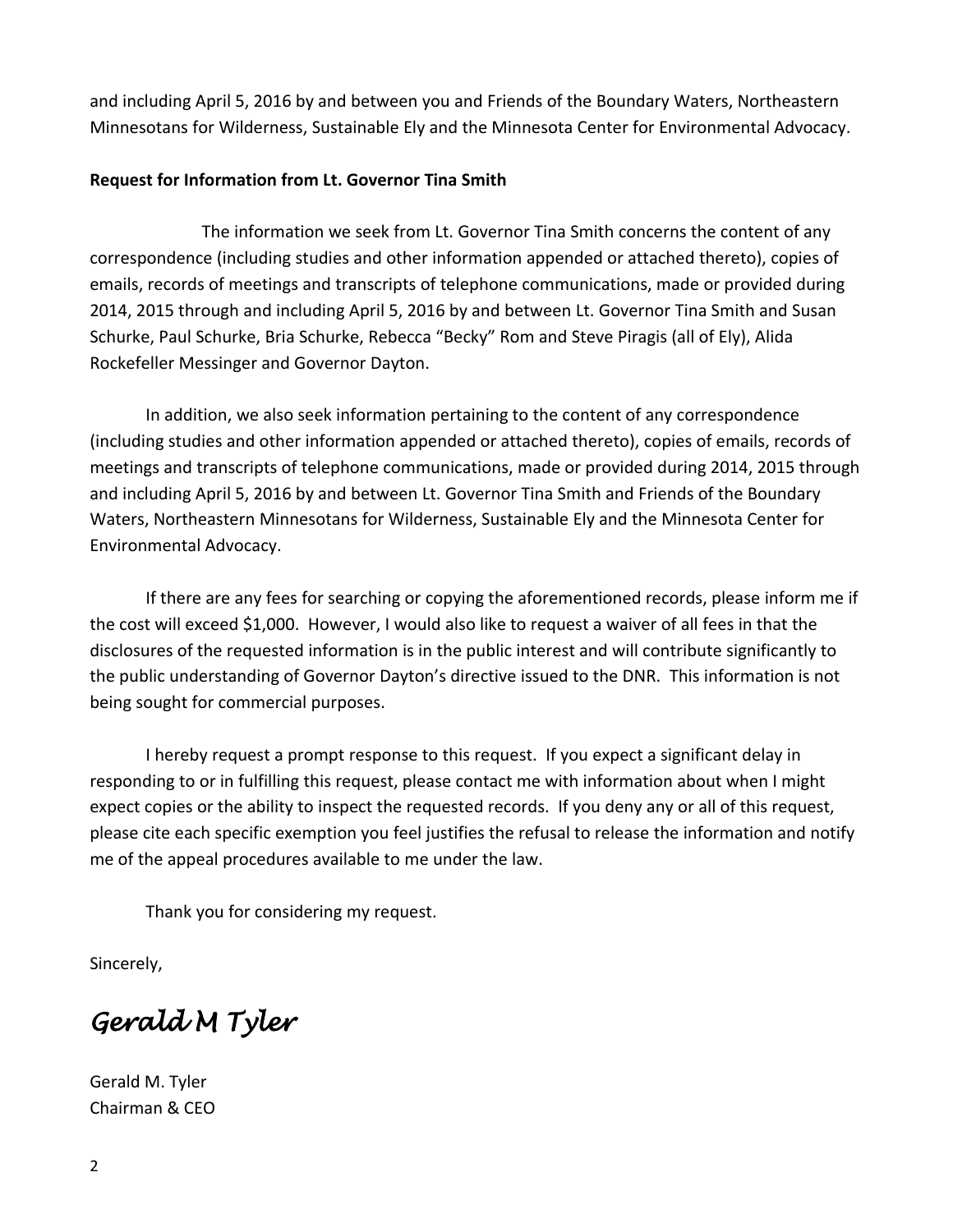and including April 5, 2016 by and between you and Friends of the Boundary Waters, Northeastern Minnesotans for Wilderness, Sustainable Ely and the Minnesota Center for Environmental Advocacy.

**Request for Information from Lt. Governor Tina Smith**

The information we seek from Lt. Governor Tina Smith concerns the content of any correspondence (including studies and other information appended or attached thereto), copies of emails, records of meetings and transcripts of telephone communications, made or provided during 2014, 2015 through and including April 5, 2016 by and between Lt. Governor Tina Smith and Susan Schurke, Paul Schurke, Bria Schurke, Rebecca "Becky" Rom and Steve Piragis (all of Ely), Alida Rockefeller Messinger and Governor Dayton.

In addition, we also seek information pertaining to the content of any correspondence (including studies and other information appended or attached thereto), copies of emails, records of meetings and transcripts of telephone communications, made or provided during 2014, 2015 through and including April 5, 2016 by and between Lt. Governor Tina Smith and Friends of the Boundary Waters, Northeastern Minnesotans for Wilderness, Sustainable Ely and the Minnesota Center for Environmental Advocacy.

If there are any fees for searching or copying the aforementioned records, please inform me if the cost will exceed $1,000. However, I would also like to request a waiver of all fees in that the disclosures of the requested information is in the public interest and will contribute significantly to the public understanding of Governor Dayton's directive issued to the DNR. This information is not being sought for commercial purposes.

I hereby request a prompt response to this request. If you expect a significant delay in responding to or in fulfilling this request, please contact me with information about when I might expect copies or the ability to inspect the requested records. If you deny any or all of this request, please cite each specific exemption you feel justifies the refusal to release the information and notify me of the appeal procedures available to me under the law.

Thank you for considering my request.

Sincerely,

*Gerald M Tyler*

Gerald M. Tyler
Chairman & CEO